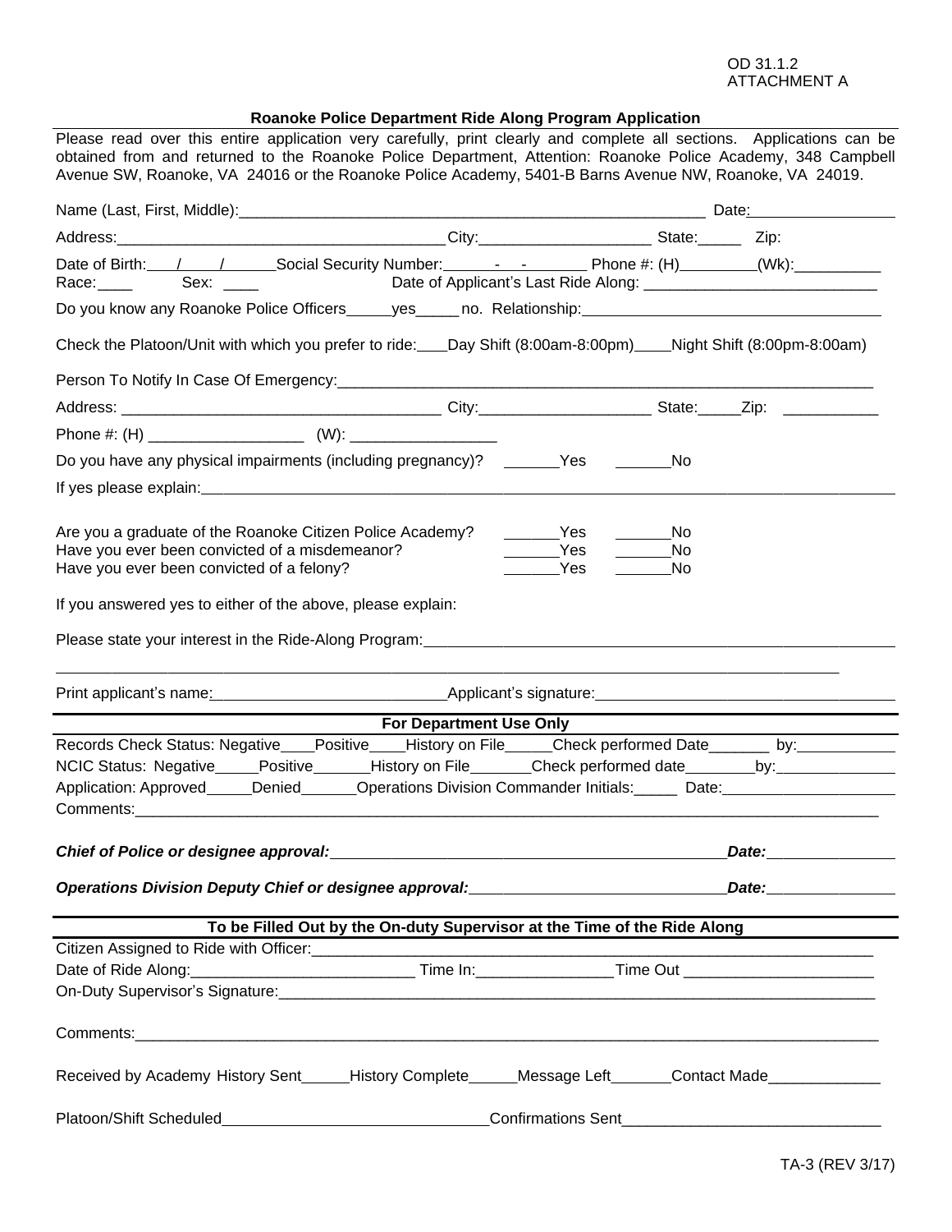OD 31.1.2
ATTACHMENT A

**Roanoke Police Department Ride Along Program Application**

Please read over this entire application very carefully, print clearly and complete all sections. Applications can be obtained from and returned to the Roanoke Police Department, Attention: Roanoke Police Academy, 348 Campbell Avenue SW, Roanoke, VA 24016 or the Roanoke Police Academy, 5401-B Barns Avenue NW, Roanoke, VA 24019.

Name (Last, First, Middle):______________________________________________________ Date:________________

Address:_____________________________________City:___________________ State:_____ Zip:

Date of Birth:___/___/_____Social Security Number:_____-___-_______ Phone #: (H)_________(Wk):__________
Race:____ Sex: ____ Date of Applicant's Last Ride Along: ___________________________

Do you know any Roanoke Police Officers_____yes_____no. Relationship:___________________________________

Check the Platoon/Unit with which you prefer to ride:___Day Shift (8:00am-8:00pm)____Night Shift (8:00pm-8:00am)

Person To Notify In Case Of Emergency:____________________________________________________________

Address: ____________________________________ City:___________________ State:_____Zip: ___________

Phone #: (H) _________________ (W): ________________

Do you have any physical impairments (including pregnancy)? ______Yes ______No

If yes please explain:_______________________________________________________________________________

Are you a graduate of the Roanoke Citizen Police Academy? ______Yes ______No
Have you ever been convicted of a misdemeanor? ______Yes ______No
Have you ever been convicted of a felony? ______Yes ______No

If you answered yes to either of the above, please explain:

Please state your interest in the Ride-Along Program:_______________________________________________________

_______________________________________________________________________________________________

Print applicant's name:___________________________Applicant's signature:__________________________________

**For Department Use Only**

Records Check Status: Negative____Positive____History on File_____Check performed Date_______ by:___________
NCIC Status: Negative_____Positive______History on File_______Check performed date________by:_____________
Application: Approved_____Denied______Operations Division Commander Initials:_____ Date:___________________
Comments:_____________________________________________________________________________________

***Chief of Police or designee approval:*** ______________________________________________ ***Date:*** _____________

***Operations Division Deputy Chief or designee approval:*** _____________________________ ***Date:*** _____________

**To be Filled Out by the On-duty Supervisor at the Time of the Ride Along**

Citizen Assigned to Ride with Officer:_______________________________________________________________
Date of Ride Along:_________________________ Time In:_______________Time Out _____________________
On-Duty Supervisor's Signature:_____________________________________________________________________

Comments:_____________________________________________________________________________________

Received by Academy History Sent_____History Complete_____Message Left______Contact Made____________

Platoon/Shift Scheduled______________________________Confirmations Sent_____________________________

TA-3 (REV 3/17)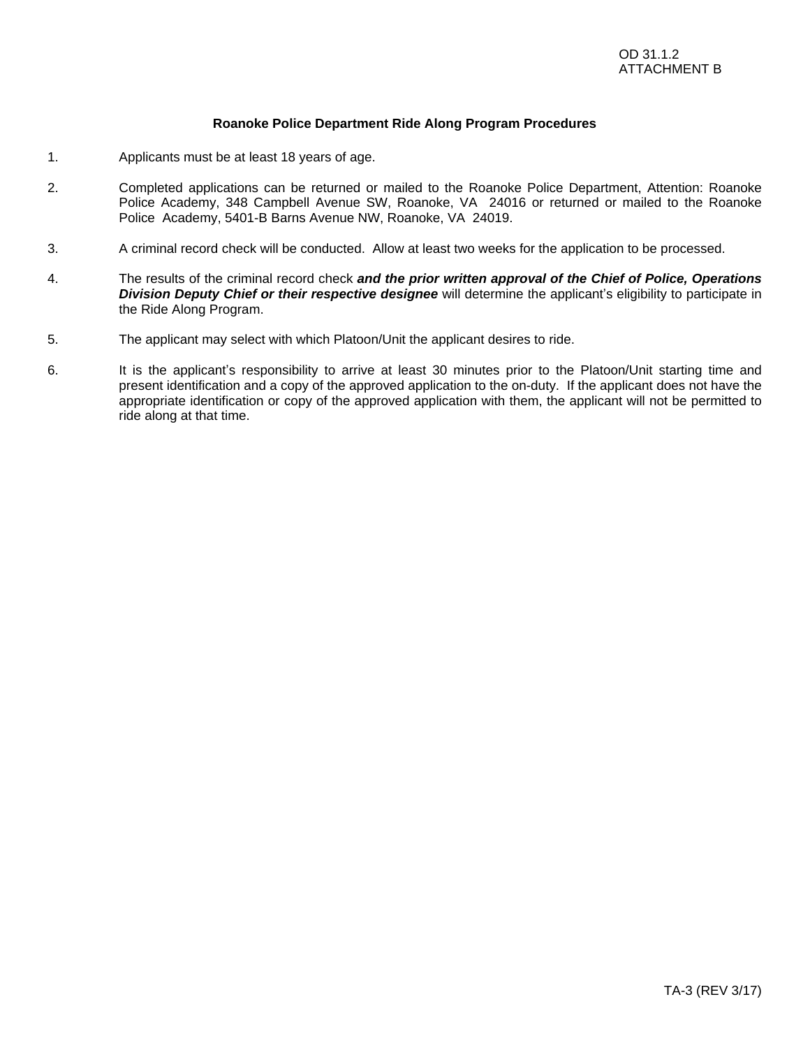OD 31.1.2
ATTACHMENT B

**Roanoke Police Department Ride Along Program Procedures**

1. Applicants must be at least 18 years of age.

2. Completed applications can be returned or mailed to the Roanoke Police Department, Attention: Roanoke Police Academy, 348 Campbell Avenue SW, Roanoke, VA 24016 or returned or mailed to the Roanoke Police Academy, 5401-B Barns Avenue NW, Roanoke, VA 24019.

3. A criminal record check will be conducted. Allow at least two weeks for the application to be processed.

4. The results of the criminal record check ***and the prior written approval of the Chief of Police, Operations Division Deputy Chief or their respective designee*** will determine the applicant's eligibility to participate in the Ride Along Program.

5. The applicant may select with which Platoon/Unit the applicant desires to ride.

6. It is the applicant's responsibility to arrive at least 30 minutes prior to the Platoon/Unit starting time and present identification and a copy of the approved application to the on-duty. If the applicant does not have the appropriate identification or copy of the approved application with them, the applicant will not be permitted to ride along at that time.

TA-3 (REV 3/17)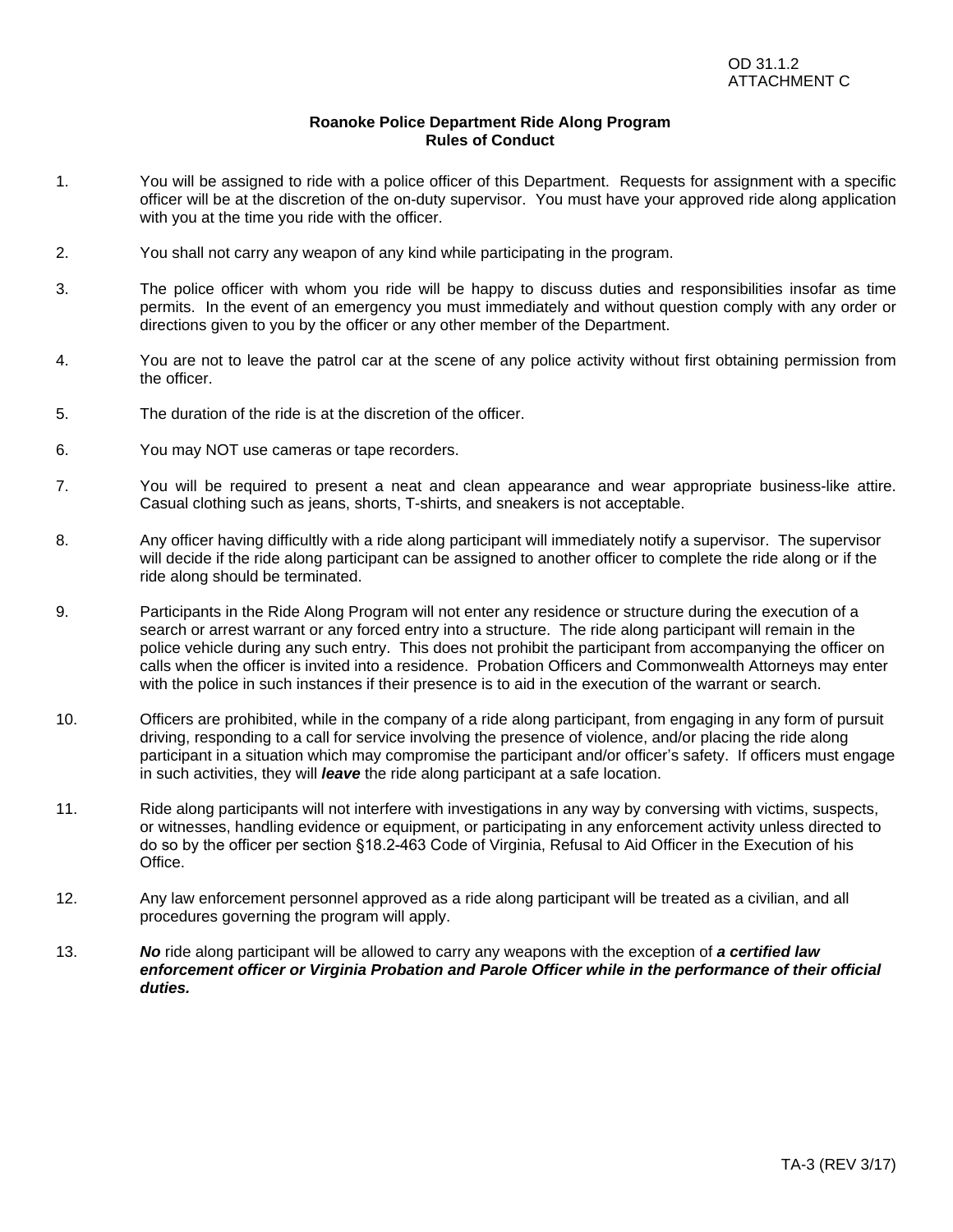OD 31.1.2
ATTACHMENT C

**Roanoke Police Department Ride Along Program**
**Rules of Conduct**

1. You will be assigned to ride with a police officer of this Department. Requests for assignment with a specific officer will be at the discretion of the on-duty supervisor. You must have your approved ride along application with you at the time you ride with the officer.

2. You shall not carry any weapon of any kind while participating in the program.

3. The police officer with whom you ride will be happy to discuss duties and responsibilities insofar as time permits. In the event of an emergency you must immediately and without question comply with any order or directions given to you by the officer or any other member of the Department.

4. You are not to leave the patrol car at the scene of any police activity without first obtaining permission from the officer.

5. The duration of the ride is at the discretion of the officer.

6. You may NOT use cameras or tape recorders.

7. You will be required to present a neat and clean appearance and wear appropriate business-like attire. Casual clothing such as jeans, shorts, T-shirts, and sneakers is not acceptable.

8. Any officer having difficultly with a ride along participant will immediately notify a supervisor. The supervisor will decide if the ride along participant can be assigned to another officer to complete the ride along or if the ride along should be terminated.

9. Participants in the Ride Along Program will not enter any residence or structure during the execution of a search or arrest warrant or any forced entry into a structure. The ride along participant will remain in the police vehicle during any such entry. This does not prohibit the participant from accompanying the officer on calls when the officer is invited into a residence. Probation Officers and Commonwealth Attorneys may enter with the police in such instances if their presence is to aid in the execution of the warrant or search.

10. Officers are prohibited, while in the company of a ride along participant, from engaging in any form of pursuit driving, responding to a call for service involving the presence of violence, and/or placing the ride along participant in a situation which may compromise the participant and/or officer's safety. If officers must engage in such activities, they will ***leave*** the ride along participant at a safe location.

11. Ride along participants will not interfere with investigations in any way by conversing with victims, suspects, or witnesses, handling evidence or equipment, or participating in any enforcement activity unless directed to do so by the officer per section §18.2-463 Code of Virginia, Refusal to Aid Officer in the Execution of his Office.

12. Any law enforcement personnel approved as a ride along participant will be treated as a civilian, and all procedures governing the program will apply.

13. ***No*** ride along participant will be allowed to carry any weapons with the exception of ***a certified law enforcement officer or Virginia Probation and Parole Officer while in the performance of their official duties.***

TA-3 (REV 3/17)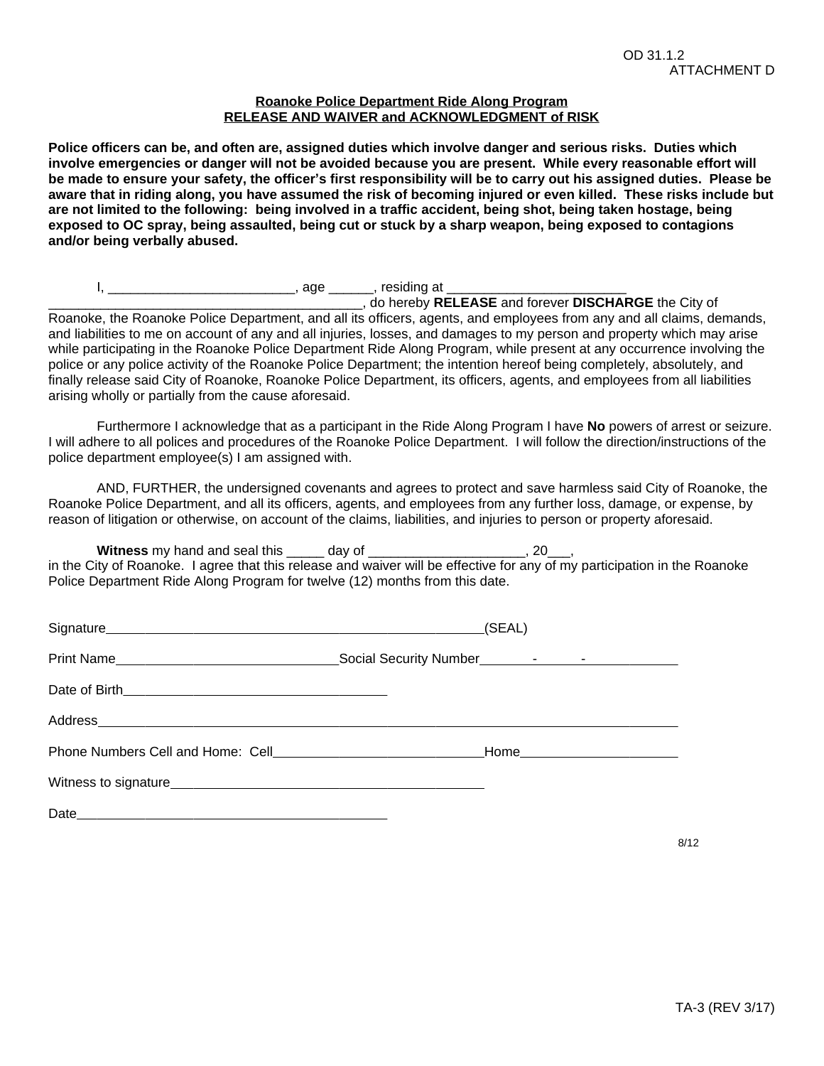OD 31.1.2
ATTACHMENT D

**Roanoke Police Department Ride Along Program**
**RELEASE AND WAIVER and ACKNOWLEDGMENT of RISK**

**Police officers can be, and often are, assigned duties which involve danger and serious risks. Duties which involve emergencies or danger will not be avoided because you are present. While every reasonable effort will be made to ensure your safety, the officer's first responsibility will be to carry out his assigned duties. Please be aware that in riding along, you have assumed the risk of becoming injured or even killed. These risks include but are not limited to the following: being involved in a traffic accident, being shot, being taken hostage, being exposed to OC spray, being assaulted, being cut or stuck by a sharp weapon, being exposed to contagions and/or being verbally abused.**

I, _________________________, age ______, residing at ________________________ ________________________________________, do hereby **RELEASE** and forever **DISCHARGE** the City of Roanoke, the Roanoke Police Department, and all its officers, agents, and employees from any and all claims, demands, and liabilities to me on account of any and all injuries, losses, and damages to my person and property which may arise while participating in the Roanoke Police Department Ride Along Program, while present at any occurrence involving the police or any police activity of the Roanoke Police Department; the intention hereof being completely, absolutely, and finally release said City of Roanoke, Roanoke Police Department, its officers, agents, and employees from all liabilities arising wholly or partially from the cause aforesaid.

Furthermore I acknowledge that as a participant in the Ride Along Program I have **No** powers of arrest or seizure. I will adhere to all polices and procedures of the Roanoke Police Department. I will follow the direction/instructions of the police department employee(s) I am assigned with.

AND, FURTHER, the undersigned covenants and agrees to protect and save harmless said City of Roanoke, the Roanoke Police Department, and all its officers, agents, and employees from any further loss, damage, or expense, by reason of litigation or otherwise, on account of the claims, liabilities, and injuries to person or property aforesaid.

**Witness** my hand and seal this _____ day of ____________________, 20___, in the City of Roanoke. I agree that this release and waiver will be effective for any of my participation in the Roanoke Police Department Ride Along Program for twelve (12) months from this date.

Signature____________________________________________________(SEAL)

Print Name______________________________Social Security Number_______-______-____________

Date of Birth___________________________________

Address______________________________________________________________________________

Phone Numbers Cell and Home: Cell____________________________Home_____________________

Witness to signature___________________________________________

Date__________________________________________

8/12

TA-3 (REV 3/17)